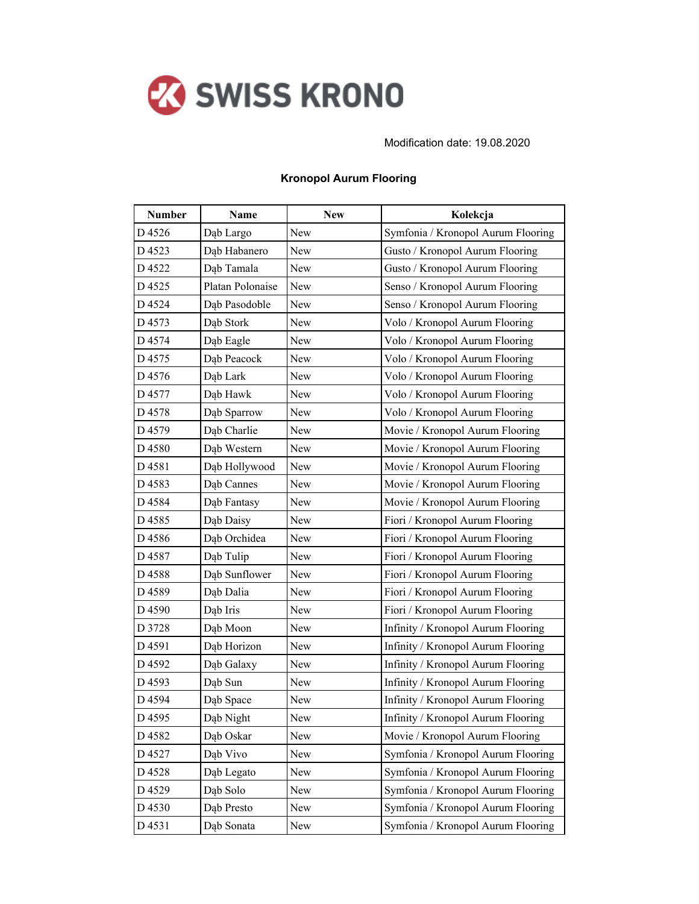SWISS KRONO

Modification date: 19.08.2020

## Kronopol Aurum Flooring

| Number | Name | New | Kolekcja |
|---|---|---|---|
| D 4526 | Dąb Largo | New | Symfonia / Kronopol Aurum Flooring |
| D 4523 | Dąb Habanero | New | Gusto / Kronopol Aurum Flooring |
| D 4522 | Dąb Tamala | New | Gusto / Kronopol Aurum Flooring |
| D 4525 | Platan Polonaise | New | Senso / Kronopol Aurum Flooring |
| D 4524 | Dąb Pasodoble | New | Senso / Kronopol Aurum Flooring |
| D 4573 | Dąb Stork | New | Volo / Kronopol Aurum Flooring |
| D 4574 | Dąb Eagle | New | Volo / Kronopol Aurum Flooring |
| D 4575 | Dąb Peacock | New | Volo / Kronopol Aurum Flooring |
| D 4576 | Dąb Lark | New | Volo / Kronopol Aurum Flooring |
| D 4577 | Dąb Hawk | New | Volo / Kronopol Aurum Flooring |
| D 4578 | Dąb Sparrow | New | Volo / Kronopol Aurum Flooring |
| D 4579 | Dąb Charlie | New | Movie / Kronopol Aurum Flooring |
| D 4580 | Dąb Western | New | Movie / Kronopol Aurum Flooring |
| D 4581 | Dąb Hollywood | New | Movie / Kronopol Aurum Flooring |
| D 4583 | Dąb Cannes | New | Movie / Kronopol Aurum Flooring |
| D 4584 | Dąb Fantasy | New | Movie / Kronopol Aurum Flooring |
| D 4585 | Dąb Daisy | New | Fiori / Kronopol Aurum Flooring |
| D 4586 | Dąb Orchidea | New | Fiori / Kronopol Aurum Flooring |
| D 4587 | Dąb Tulip | New | Fiori / Kronopol Aurum Flooring |
| D 4588 | Dąb Sunflower | New | Fiori / Kronopol Aurum Flooring |
| D 4589 | Dąb Dalia | New | Fiori / Kronopol Aurum Flooring |
| D 4590 | Dąb Iris | New | Fiori / Kronopol Aurum Flooring |
| D 3728 | Dąb Moon | New | Infinity / Kronopol Aurum Flooring |
| D 4591 | Dąb Horizon | New | Infinity / Kronopol Aurum Flooring |
| D 4592 | Dąb Galaxy | New | Infinity / Kronopol Aurum Flooring |
| D 4593 | Dąb Sun | New | Infinity / Kronopol Aurum Flooring |
| D 4594 | Dąb Space | New | Infinity / Kronopol Aurum Flooring |
| D 4595 | Dąb Night | New | Infinity / Kronopol Aurum Flooring |
| D 4582 | Dąb Oskar | New | Movie / Kronopol Aurum Flooring |
| D 4527 | Dąb Vivo | New | Symfonia / Kronopol Aurum Flooring |
| D 4528 | Dąb Legato | New | Symfonia / Kronopol Aurum Flooring |
| D 4529 | Dąb Solo | New | Symfonia / Kronopol Aurum Flooring |
| D 4530 | Dąb Presto | New | Symfonia / Kronopol Aurum Flooring |
| D 4531 | Dąb Sonata | New | Symfonia / Kronopol Aurum Flooring |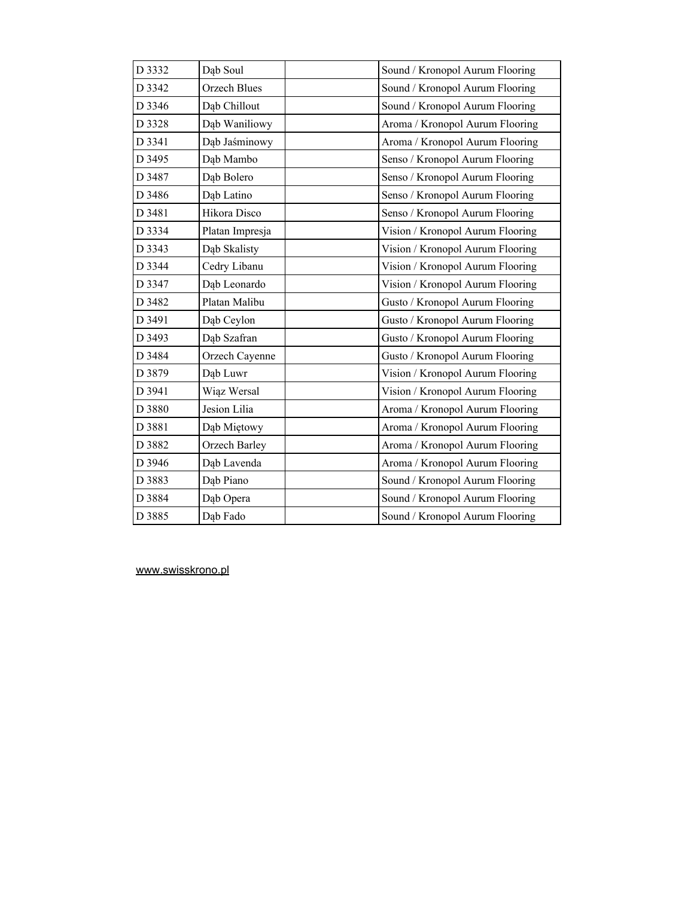| | | | |
|---|---|---|---|
| D 3332 | Dąb Soul | | Sound / Kronopol Aurum Flooring |
| D 3342 | Orzech Blues | | Sound / Kronopol Aurum Flooring |
| D 3346 | Dąb Chillout | | Sound / Kronopol Aurum Flooring |
| D 3328 | Dąb Waniliowy | | Aroma / Kronopol Aurum Flooring |
| D 3341 | Dąb Jaśminowy | | Aroma / Kronopol Aurum Flooring |
| D 3495 | Dąb Mambo | | Senso / Kronopol Aurum Flooring |
| D 3487 | Dąb Bolero | | Senso / Kronopol Aurum Flooring |
| D 3486 | Dąb Latino | | Senso / Kronopol Aurum Flooring |
| D 3481 | Hikora Disco | | Senso / Kronopol Aurum Flooring |
| D 3334 | Platan Impresja | | Vision / Kronopol Aurum Flooring |
| D 3343 | Dąb Skalisty | | Vision / Kronopol Aurum Flooring |
| D 3344 | Cedry Libanu | | Vision / Kronopol Aurum Flooring |
| D 3347 | Dąb Leonardo | | Vision / Kronopol Aurum Flooring |
| D 3482 | Platan Malibu | | Gusto / Kronopol Aurum Flooring |
| D 3491 | Dąb Ceylon | | Gusto / Kronopol Aurum Flooring |
| D 3493 | Dąb Szafran | | Gusto / Kronopol Aurum Flooring |
| D 3484 | Orzech Cayenne | | Gusto / Kronopol Aurum Flooring |
| D 3879 | Dąb Luwr | | Vision / Kronopol Aurum Flooring |
| D 3941 | Wiąz Wersal | | Vision / Kronopol Aurum Flooring |
| D 3880 | Jesion Lilia | | Aroma / Kronopol Aurum Flooring |
| D 3881 | Dąb Miętowy | | Aroma / Kronopol Aurum Flooring |
| D 3882 | Orzech Barley | | Aroma / Kronopol Aurum Flooring |
| D 3946 | Dąb Lavenda | | Aroma / Kronopol Aurum Flooring |
| D 3883 | Dąb Piano | | Sound / Kronopol Aurum Flooring |
| D 3884 | Dąb Opera | | Sound / Kronopol Aurum Flooring |
| D 3885 | Dąb Fado | | Sound / Kronopol Aurum Flooring |

www.swisskrono.pl